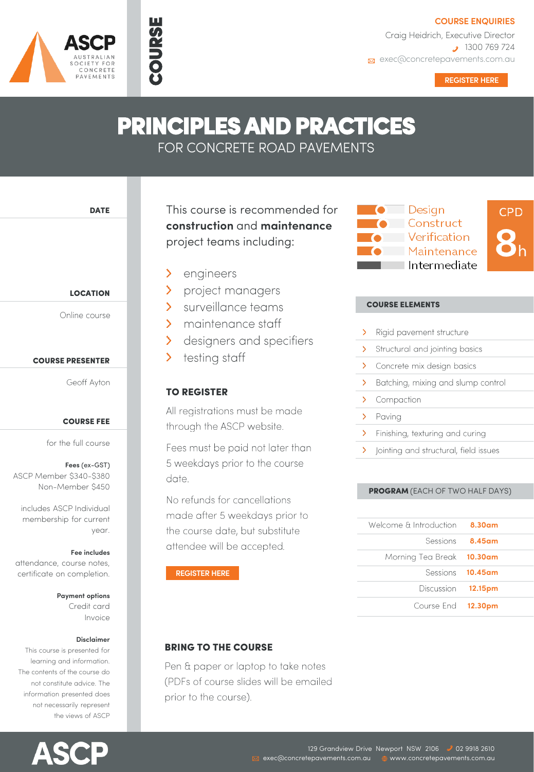ASCP
AUSTRALIAN SOCIETY FOR CONCRETE PAVEMENTS

COURSE

**COURSE ENQUIRIES**
Craig Heidrich, Executive Director
1300 769 724
exec@concretepavements.com.au

REGISTER HERE

# PRINCIPLES AND PRACTICES

## FOR CONCRETE ROAD PAVEMENTS

**DATE**

**LOCATION**

Online course

**COURSE PRESENTER**

Geoff Ayton

**COURSE FEE**

for the full course

**Fees** (ex-GST)
ASCP Member $340-$380
Non-Member $450

includes ASCP Individual membership for current year.

**Fee includes**
attendance, course notes, certificate on completion.

**Payment options**
Credit card
Invoice

**Disclaimer**
This course is presented for learning and information. The contents of the course do not constitute advice. The information presented does not necessarily represent the views of ASCP

This course is recommended for **construction** and **maintenance** project teams including:

- engineers
- project managers
- surveillance teams
- maintenance staff
- designers and specifiers
- testing staff

### TO REGISTER

All registrations must be made through the ASCP website.

Fees must be paid not later than 5 weekdays prior to the course date.

No refunds for cancellations made after 5 weekdays prior to the course date, but substitute attendee will be accepted.

REGISTER HERE

### BRING TO THE COURSE

Pen & paper or laptop to take notes (PDFs of course slides will be emailed prior to the course).

Design
Construct
Verification
Maintenance
Intermediate

CPD 8h

### COURSE ELEMENTS

- Rigid pavement structure
- Structural and jointing basics
- Concrete mix design basics
- Batching, mixing and slump control
- Compaction
- Paving
- Finishing, texturing and curing
- Jointing and structural, field issues

### PROGRAM (EACH OF TWO HALF DAYS)

| | |
|---|---|
| Welcome & Introduction | 8.30am |
| Sessions | 8.45am |
| Morning Tea Break | 10.30am |
| Sessions | 10.45am |
| Discussion | 12.15pm |
| Course End | 12.30pm |

ASCP

129 Grandview Drive Newport NSW 2106 02 9918 2610
exec@concretepavements.com.au www.concretepavements.com.au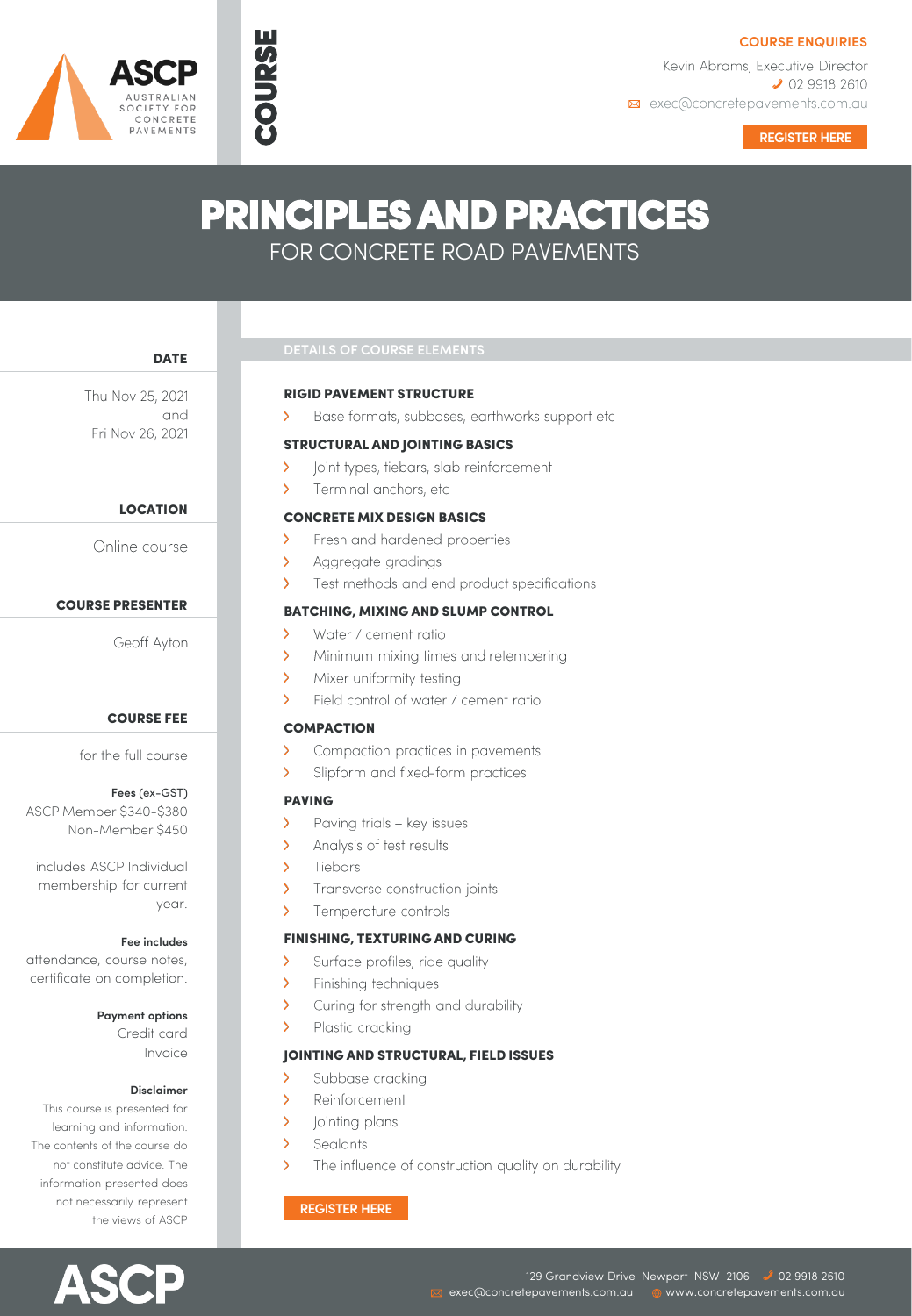ASCP
AUSTRALIAN SOCIETY FOR CONCRETE PAVEMENTS

COURSE

**COURSE ENQUIRIES**

Kevin Abrams, Executive Director
02 9918 2610
exec@concretepavements.com.au

**REGISTER HERE**

# PRINCIPLES AND PRACTICES

## FOR CONCRETE ROAD PAVEMENTS

**DATE**

Thu Nov 25, 2021
and
Fri Nov 26, 2021

**LOCATION**

Online course

**COURSE PRESENTER**

Geoff Ayton

**COURSE FEE**

for the full course

**Fees (ex-GST)**
ASCP Member $340-$380
Non-Member $450

includes ASCP Individual membership for current year.

**Fee includes**
attendance, course notes, certificate on completion.

**Payment options**
Credit card
Invoice

**Disclaimer**
This course is presented for learning and information. The contents of the course do not constitute advice. The information presented does not necessarily represent the views of ASCP

## DETAILS OF COURSE ELEMENTS

### RIGID PAVEMENT STRUCTURE

- Base formats, subbases, earthworks support etc

### STRUCTURAL AND JOINTING BASICS

- Joint types, tiebars, slab reinforcement
- Terminal anchors, etc

### CONCRETE MIX DESIGN BASICS

- Fresh and hardened properties
- Aggregate gradings
- Test methods and end product specifications

### BATCHING, MIXING AND SLUMP CONTROL

- Water / cement ratio
- Minimum mixing times and retempering
- Mixer uniformity testing
- Field control of water / cement ratio

### COMPACTION

- Compaction practices in pavements
- Slipform and fixed-form practices

### PAVING

- Paving trials – key issues
- Analysis of test results
- Tiebars
- Transverse construction joints
- Temperature controls

### FINISHING, TEXTURING AND CURING

- Surface profiles, ride quality
- Finishing techniques
- Curing for strength and durability
- Plastic cracking

### JOINTING AND STRUCTURAL, FIELD ISSUES

- Subbase cracking
- Reinforcement
- Jointing plans
- Sealants
- The influence of construction quality on durability

**REGISTER HERE**

ASCP

129 Grandview Drive Newport NSW 2106 02 9918 2610
exec@concretepavements.com.au www.concretepavements.com.au